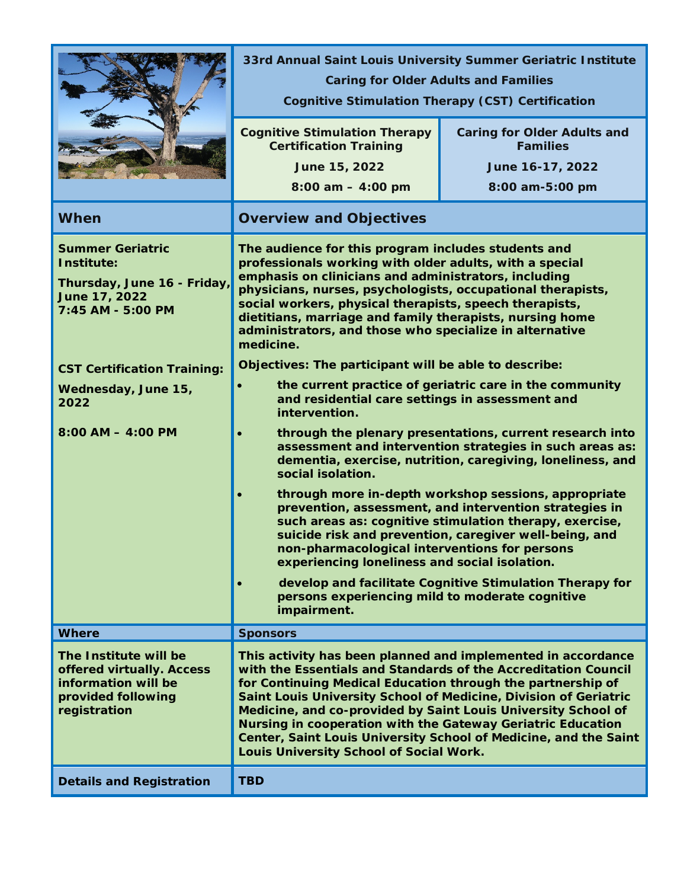# 33rd Annual Saint Louis University Summer Geriatric Institute

## Caring for Older Adults and Families

## Cognitive Stimulation Therapy (CST) Certification

| Cognitive Stimulation Therapy Certification Training | Caring for Older Adults and Families |
|---|---|
| June 15, 2022 | June 16-17, 2022 |
| 8:00 am – 4:00 pm | 8:00 am-5:00 pm |

## When

**Summer Geriatric Institute:**

**Thursday, June 16 - Friday, June 17, 2022**
**7:45 AM - 5:00 PM**

**CST Certification Training:**

**Wednesday, June 15, 2022**

**8:00 AM – 4:00 PM**

## Overview and Objectives

The audience for this program includes students and professionals working with older adults, with a special emphasis on clinicians and administrators, including physicians, nurses, psychologists, occupational therapists, social workers, physical therapists, speech therapists, dietitians, marriage and family therapists, nursing home administrators, and those who specialize in alternative medicine.

Objectives: The participant will be able to describe:

- the current practice of geriatric care in the community and residential care settings in assessment and intervention.
- through the plenary presentations, current research into assessment and intervention strategies in such areas as: dementia, exercise, nutrition, caregiving, loneliness, and social isolation.
- through more in-depth workshop sessions, appropriate prevention, assessment, and intervention strategies in such areas as: cognitive stimulation therapy, exercise, suicide risk and prevention, caregiver well-being, and non-pharmacological interventions for persons experiencing loneliness and social isolation.
- develop and facilitate Cognitive Stimulation Therapy for persons experiencing mild to moderate cognitive impairment.

## Where

The Institute will be offered virtually. Access information will be provided following registration

## Sponsors

This activity has been planned and implemented in accordance with the Essentials and Standards of the Accreditation Council for Continuing Medical Education through the partnership of Saint Louis University School of Medicine, Division of Geriatric Medicine, and co-provided by Saint Louis University School of Nursing in cooperation with the Gateway Geriatric Education Center, Saint Louis University School of Medicine, and the Saint Louis University School of Social Work.

## Details and Registration

TBD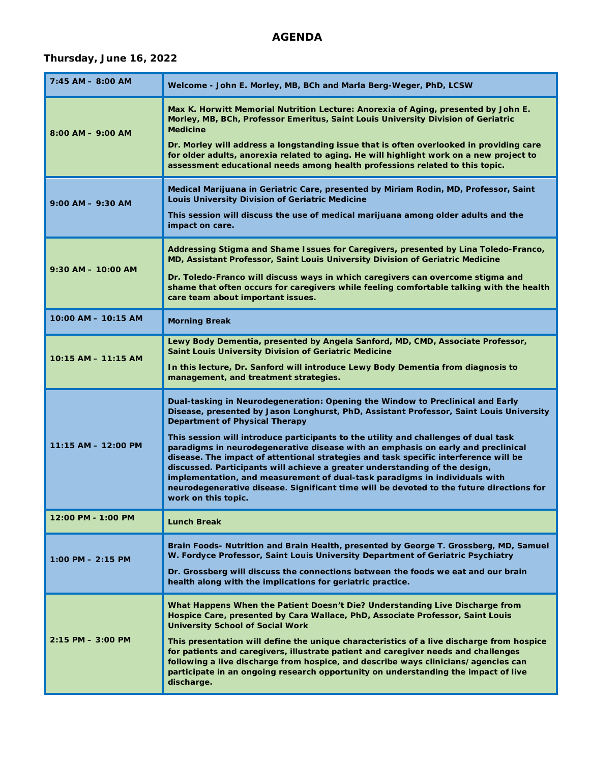# AGENDA

## Thursday, June 16, 2022

| Time | Session |
| --- | --- |
| 7:45 AM – 8:00 AM | **Welcome - John E. Morley, MB, BCh and Marla Berg-Weger, PhD, LCSW** |
| 8:00 AM – 9:00 AM | **Max K. Horwitt Memorial Nutrition Lecture: Anorexia of Aging, presented by John E. Morley, MB, BCh, Professor Emeritus, Saint Louis University Division of Geriatric Medicine**<br><br>**Dr. Morley will address a longstanding issue that is often overlooked in providing care for older adults, anorexia related to aging. He will highlight work on a new project to assessment educational needs among health professions related to this topic.** |
| 9:00 AM – 9:30 AM | **Medical Marijuana in Geriatric Care, presented by Miriam Rodin, MD, Professor, Saint Louis University Division of Geriatric Medicine**<br><br>**This session will discuss the use of medical marijuana among older adults and the impact on care.** |
| 9:30 AM – 10:00 AM | **Addressing Stigma and Shame Issues for Caregivers, presented by Lina Toledo-Franco, MD, Assistant Professor, Saint Louis University Division of Geriatric Medicine**<br><br>**Dr. Toledo-Franco will discuss ways in which caregivers can overcome stigma and shame that often occurs for caregivers while feeling comfortable talking with the health care team about important issues.** |
| 10:00 AM – 10:15 AM | **Morning Break** |
| 10:15 AM – 11:15 AM | **Lewy Body Dementia, presented by Angela Sanford, MD, CMD, Associate Professor, Saint Louis University Division of Geriatric Medicine**<br><br>**In this lecture, Dr. Sanford will introduce Lewy Body Dementia from diagnosis to management, and treatment strategies.** |
| 11:15 AM – 12:00 PM | **Dual-tasking in Neurodegeneration: Opening the Window to Preclinical and Early Disease, presented by Jason Longhurst, PhD, Assistant Professor, Saint Louis University Department of Physical Therapy**<br><br>**This session will introduce participants to the utility and challenges of dual task paradigms in neurodegenerative disease with an emphasis on early and preclinical disease. The impact of attentional strategies and task specific interference will be discussed. Participants will achieve a greater understanding of the design, implementation, and measurement of dual-task paradigms in individuals with neurodegenerative disease. Significant time will be devoted to the future directions for work on this topic.** |
| 12:00 PM - 1:00 PM | **Lunch Break** |
| 1:00 PM – 2:15 PM | **Brain Foods- Nutrition and Brain Health, presented by George T. Grossberg, MD, Samuel W. Fordyce Professor, Saint Louis University Department of Geriatric Psychiatry**<br><br>**Dr. Grossberg will discuss the connections between the foods we eat and our brain health along with the implications for geriatric practice.** |
| 2:15 PM – 3:00 PM | **What Happens When the Patient Doesn't Die? Understanding Live Discharge from Hospice Care, presented by Cara Wallace, PhD, Associate Professor, Saint Louis University School of Social Work**<br><br>**This presentation will define the unique characteristics of a live discharge from hospice for patients and caregivers, illustrate patient and caregiver needs and challenges following a live discharge from hospice, and describe ways clinicians/agencies can participate in an ongoing research opportunity on understanding the impact of live discharge.** |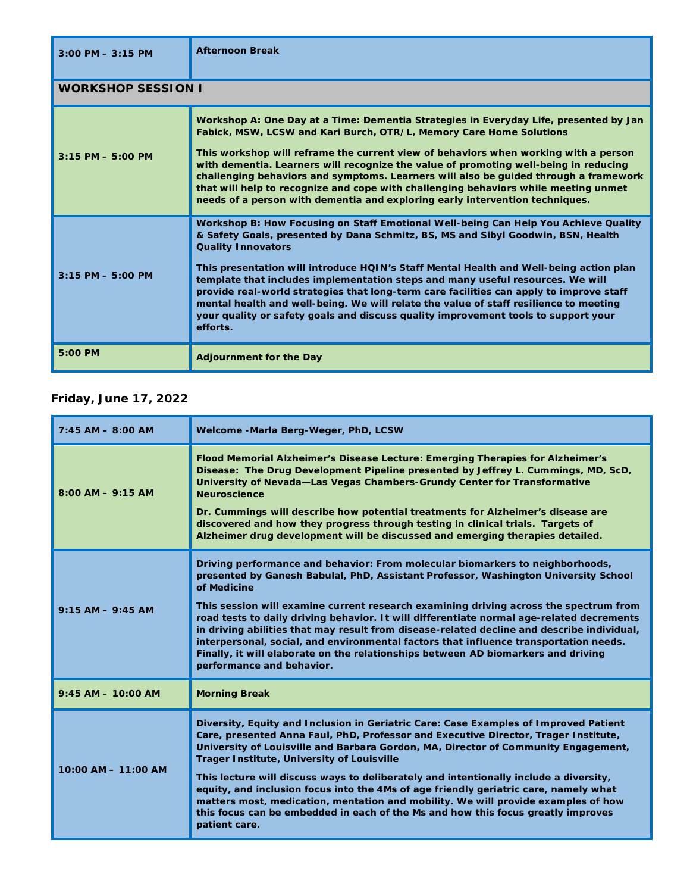| 3:00 PM – 3:15 PM | **Afternoon Break** |
|---|---|
| **WORKSHOP SESSION I** | |
| 3:15 PM – 5:00 PM | **Workshop A: One Day at a Time: Dementia Strategies in Everyday Life, presented by Jan Fabick, MSW, LCSW and Kari Burch, OTR/L, Memory Care Home Solutions**<br><br>This workshop will reframe the current view of behaviors when working with a person with dementia. Learners will recognize the value of promoting well-being in reducing challenging behaviors and symptoms. Learners will also be guided through a framework that will help to recognize and cope with challenging behaviors while meeting unmet needs of a person with dementia and exploring early intervention techniques. |
| 3:15 PM – 5:00 PM | **Workshop B: How Focusing on Staff Emotional Well-being Can Help You Achieve Quality & Safety Goals, presented by Dana Schmitz, BS, MS and Sibyl Goodwin, BSN, Health Quality Innovators**<br><br>This presentation will introduce HQIN's Staff Mental Health and Well-being action plan template that includes implementation steps and many useful resources. We will provide real-world strategies that long-term care facilities can apply to improve staff mental health and well-being. We will relate the value of staff resilience to meeting your quality or safety goals and discuss quality improvement tools to support your efforts. |
| 5:00 PM | **Adjournment for the Day** |

**Friday, June 17, 2022**

| 7:45 AM – 8:00 AM | **Welcome -Marla Berg-Weger, PhD, LCSW** |
|---|---|
| 8:00 AM – 9:15 AM | **Flood Memorial Alzheimer's Disease Lecture: Emerging Therapies for Alzheimer's Disease: The Drug Development Pipeline presented by Jeffrey L. Cummings, MD, ScD, University of Nevada—Las Vegas Chambers-Grundy Center for Transformative Neuroscience**<br><br>Dr. Cummings will describe how potential treatments for Alzheimer's disease are discovered and how they progress through testing in clinical trials. Targets of Alzheimer drug development will be discussed and emerging therapies detailed. |
| 9:15 AM – 9:45 AM | **Driving performance and behavior: From molecular biomarkers to neighborhoods, presented by Ganesh Babulal, PhD, Assistant Professor, Washington University School of Medicine**<br><br>This session will examine current research examining driving across the spectrum from road tests to daily driving behavior. It will differentiate normal age-related decrements in driving abilities that may result from disease-related decline and describe individual, interpersonal, social, and environmental factors that influence transportation needs. Finally, it will elaborate on the relationships between AD biomarkers and driving performance and behavior. |
| 9:45 AM – 10:00 AM | **Morning Break** |
| 10:00 AM – 11:00 AM | **Diversity, Equity and Inclusion in Geriatric Care: Case Examples of Improved Patient Care, presented Anna Faul, PhD, Professor and Executive Director, Trager Institute, University of Louisville and Barbara Gordon, MA, Director of Community Engagement, Trager Institute, University of Louisville**<br><br>This lecture will discuss ways to deliberately and intentionally include a diversity, equity, and inclusion focus into the 4Ms of age friendly geriatric care, namely what matters most, medication, mentation and mobility. We will provide examples of how this focus can be embedded in each of the Ms and how this focus greatly improves patient care. |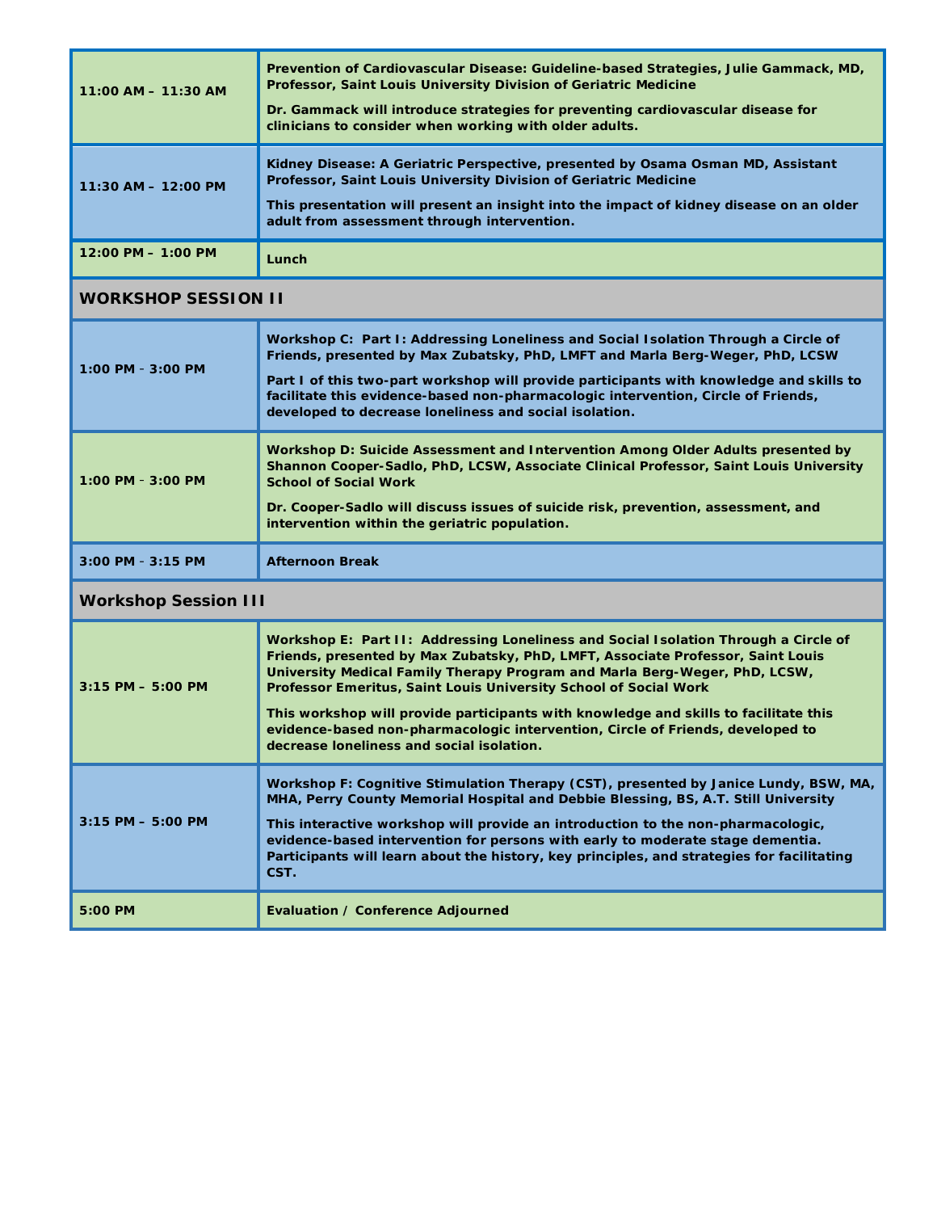| | |
|---|---|
| 11:00 AM – 11:30 AM | **Prevention of Cardiovascular Disease: Guideline-based Strategies, Julie Gammack, MD, Professor, Saint Louis University Division of Geriatric Medicine**<br><br>**Dr. Gammack will introduce strategies for preventing cardiovascular disease for clinicians to consider when working with older adults.** |
| 11:30 AM – 12:00 PM | **Kidney Disease: A Geriatric Perspective, presented by Osama Osman MD, Assistant Professor, Saint Louis University Division of Geriatric Medicine**<br><br>**This presentation will present an insight into the impact of kidney disease on an older adult from assessment through intervention.** |
| 12:00 PM – 1:00 PM | **Lunch** |
| **WORKSHOP SESSION II** | |
| 1:00 PM - 3:00 PM | **Workshop C: Part I: Addressing Loneliness and Social Isolation Through a Circle of Friends, presented by Max Zubatsky, PhD, LMFT and Marla Berg-Weger, PhD, LCSW**<br><br>**Part I of this two-part workshop will provide participants with knowledge and skills to facilitate this evidence-based non-pharmacologic intervention, Circle of Friends, developed to decrease loneliness and social isolation.** |
| 1:00 PM - 3:00 PM | **Workshop D: Suicide Assessment and Intervention Among Older Adults presented by Shannon Cooper-Sadlo, PhD, LCSW, Associate Clinical Professor, Saint Louis University School of Social Work**<br><br>**Dr. Cooper-Sadlo will discuss issues of suicide risk, prevention, assessment, and intervention within the geriatric population.** |
| 3:00 PM - 3:15 PM | **Afternoon Break** |
| **Workshop Session III** | |
| 3:15 PM – 5:00 PM | **Workshop E: Part II: Addressing Loneliness and Social Isolation Through a Circle of Friends, presented by Max Zubatsky, PhD, LMFT, Associate Professor, Saint Louis University Medical Family Therapy Program and Marla Berg-Weger, PhD, LCSW, Professor Emeritus, Saint Louis University School of Social Work**<br><br>**This workshop will provide participants with knowledge and skills to facilitate this evidence-based non-pharmacologic intervention, Circle of Friends, developed to decrease loneliness and social isolation.** |
| 3:15 PM – 5:00 PM | **Workshop F: Cognitive Stimulation Therapy (CST), presented by Janice Lundy, BSW, MA, MHA, Perry County Memorial Hospital and Debbie Blessing, BS, A.T. Still University**<br><br>**This interactive workshop will provide an introduction to the non-pharmacologic, evidence-based intervention for persons with early to moderate stage dementia. Participants will learn about the history, key principles, and strategies for facilitating CST.** |
| 5:00 PM | **Evaluation / Conference Adjourned** |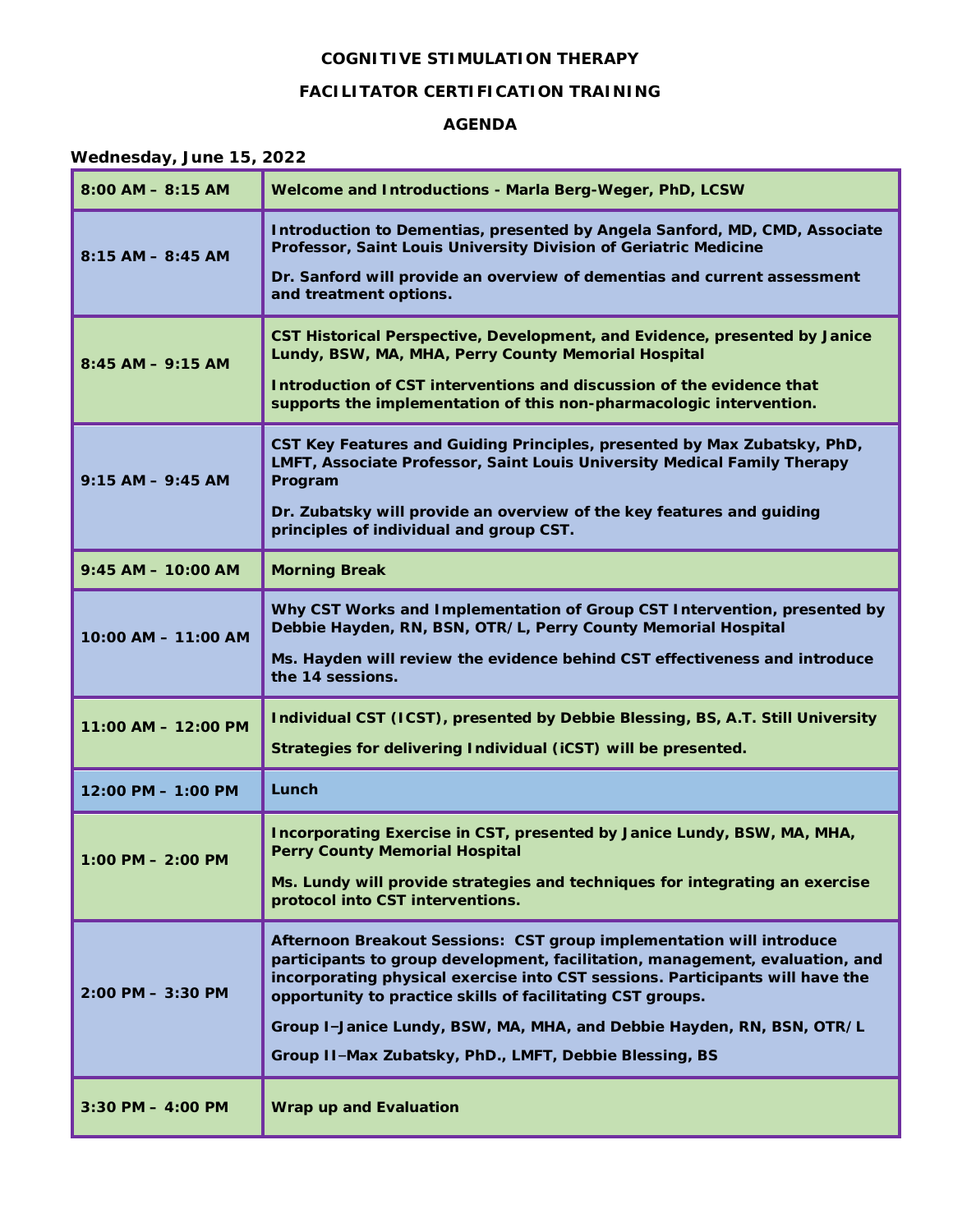**COGNITIVE STIMULATION THERAPY**

**FACILITATOR CERTIFICATION TRAINING**

**AGENDA**

**Wednesday, June 15, 2022**

| | |
|---|---|
| 8:00 AM – 8:15 AM | Welcome and Introductions - Marla Berg-Weger, PhD, LCSW |
| 8:15 AM – 8:45 AM | Introduction to Dementias, presented by Angela Sanford, MD, CMD, Associate Professor, Saint Louis University Division of Geriatric Medicine<br><br>Dr. Sanford will provide an overview of dementias and current assessment and treatment options. |
| 8:45 AM – 9:15 AM | CST Historical Perspective, Development, and Evidence, presented by Janice Lundy, BSW, MA, MHA, Perry County Memorial Hospital<br><br>Introduction of CST interventions and discussion of the evidence that supports the implementation of this non-pharmacologic intervention. |
| 9:15 AM – 9:45 AM | CST Key Features and Guiding Principles, presented by Max Zubatsky, PhD, LMFT, Associate Professor, Saint Louis University Medical Family Therapy Program<br><br>Dr. Zubatsky will provide an overview of the key features and guiding principles of individual and group CST. |
| 9:45 AM – 10:00 AM | Morning Break |
| 10:00 AM – 11:00 AM | Why CST Works and Implementation of Group CST Intervention, presented by Debbie Hayden, RN, BSN, OTR/L, Perry County Memorial Hospital<br><br>Ms. Hayden will review the evidence behind CST effectiveness and introduce the 14 sessions. |
| 11:00 AM – 12:00 PM | Individual CST (ICST), presented by Debbie Blessing, BS, A.T. Still University<br><br>Strategies for delivering Individual (iCST) will be presented. |
| 12:00 PM – 1:00 PM | Lunch |
| 1:00 PM – 2:00 PM | Incorporating Exercise in CST, presented by Janice Lundy, BSW, MA, MHA, Perry County Memorial Hospital<br><br>Ms. Lundy will provide strategies and techniques for integrating an exercise protocol into CST interventions. |
| 2:00 PM – 3:30 PM | Afternoon Breakout Sessions: CST group implementation will introduce participants to group development, facilitation, management, evaluation, and incorporating physical exercise into CST sessions. Participants will have the opportunity to practice skills of facilitating CST groups.<br><br>Group I–Janice Lundy, BSW, MA, MHA, and Debbie Hayden, RN, BSN, OTR/L<br><br>Group II–Max Zubatsky, PhD., LMFT, Debbie Blessing, BS |
| 3:30 PM – 4:00 PM | Wrap up and Evaluation |